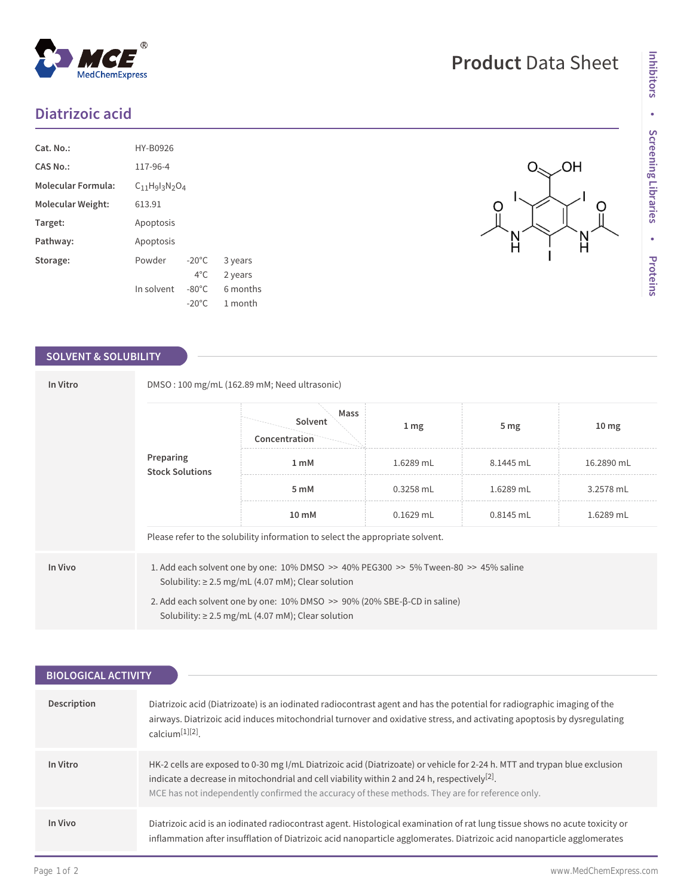# Diatrizoic acid

| | | | |
|---|---|---|---|
| **Cat. No.:** | HY-B0926 | | |
| **CAS No.:** | 117-96-4 | | |
| **Molecular Formula:** | $C_{11}H_9I_3N_2O_4$ | | |
| **Molecular Weight:** | 613.91 | | |
| **Target:** | Apoptosis | | |
| **Pathway:** | Apoptosis | | |
| **Storage:** | Powder | -20°C | 3 years |
| | | 4°C | 2 years |
| | In solvent | -80°C | 6 months |
| | | -20°C | 1 month |

## SOLVENT & SOLUBILITY

**In Vitro**

DMSO : 100 mg/mL (162.89 mM; Need ultrasonic)

| Preparing Stock Solutions | Solvent Concentration / Mass | 1 mg | 5 mg | 10 mg |
|---|---|---|---|---|
| | 1 mM | 1.6289 mL | 8.1445 mL | 16.2890 mL |
| | 5 mM | 0.3258 mL | 1.6289 mL | 3.2578 mL |
| | 10 mM | 0.1629 mL | 0.8145 mL | 1.6289 mL |

Please refer to the solubility information to select the appropriate solvent.

**In Vivo**

1. Add each solvent one by one: 10% DMSO >> 40% PEG300 >> 5% Tween-80 >> 45% saline
   Solubility: ≥ 2.5 mg/mL (4.07 mM); Clear solution
2. Add each solvent one by one: 10% DMSO >> 90% (20% SBE-β-CD in saline)
   Solubility: ≥ 2.5 mg/mL (4.07 mM); Clear solution

## BIOLOGICAL ACTIVITY

**Description**

Diatrizoic acid (Diatrizoate) is an iodinated radiocontrast agent and has the potential for radiographic imaging of the airways. Diatrizoic acid induces mitochondrial turnover and oxidative stress, and activating apoptosis by dysregulating calcium[1][2].

**In Vitro**

HK-2 cells are exposed to 0-30 mg I/mL Diatrizoic acid (Diatrizoate) or vehicle for 2-24 h. MTT and trypan blue exclusion indicate a decrease in mitochondrial and cell viability within 2 and 24 h, respectively[2].

MCE has not independently confirmed the accuracy of these methods. They are for reference only.

**In Vivo**

Diatrizoic acid is an iodinated radiocontrast agent. Histological examination of rat lung tissue shows no acute toxicity or inflammation after insufflation of Diatrizoic acid nanoparticle agglomerates. Diatrizoic acid nanoparticle agglomerates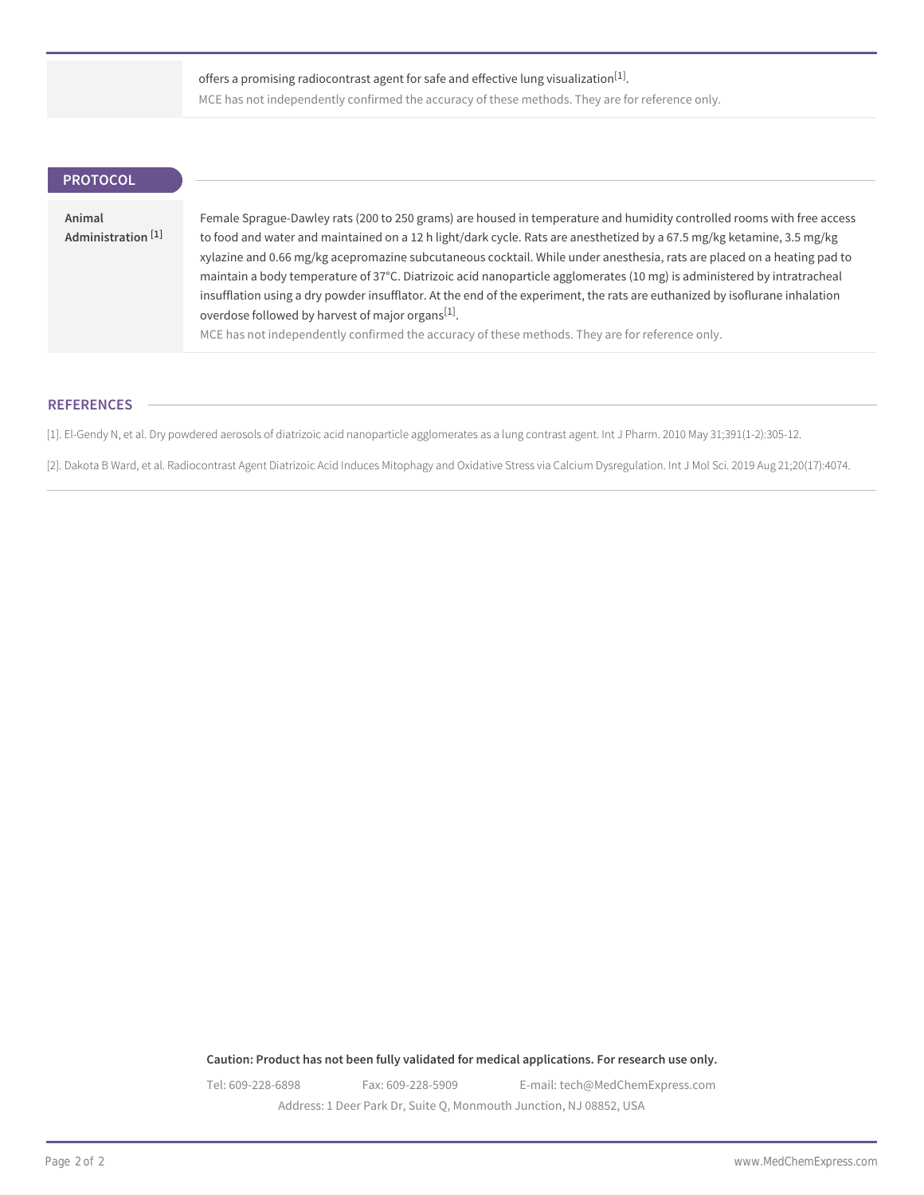offers a promising radiocontrast agent for safe and effective lung visualization[1].

MCE has not independently confirmed the accuracy of these methods. They are for reference only.

## PROTOCOL

**Animal Administration [1]**

Female Sprague-Dawley rats (200 to 250 grams) are housed in temperature and humidity controlled rooms with free access to food and water and maintained on a 12 h light/dark cycle. Rats are anesthetized by a 67.5 mg/kg ketamine, 3.5 mg/kg xylazine and 0.66 mg/kg acepromazine subcutaneous cocktail. While under anesthesia, rats are placed on a heating pad to maintain a body temperature of 37°C. Diatrizoic acid nanoparticle agglomerates (10 mg) is administered by intratracheal insufflation using a dry powder insufflator. At the end of the experiment, the rats are euthanized by isoflurane inhalation overdose followed by harvest of major organs[1].

MCE has not independently confirmed the accuracy of these methods. They are for reference only.

## REFERENCES

[1]. El-Gendy N, et al. Dry powdered aerosols of diatrizoic acid nanoparticle agglomerates as a lung contrast agent. Int J Pharm. 2010 May 31;391(1-2):305-12.

[2]. Dakota B Ward, et al. Radiocontrast Agent Diatrizoic Acid Induces Mitophagy and Oxidative Stress via Calcium Dysregulation. Int J Mol Sci. 2019 Aug 21;20(17):4074.

**Caution: Product has not been fully validated for medical applications. For research use only.**

Tel: 609-228-6898 Fax: 609-228-5909 E-mail: tech@MedChemExpress.com

Address: 1 Deer Park Dr, Suite Q, Monmouth Junction, NJ 08852, USA